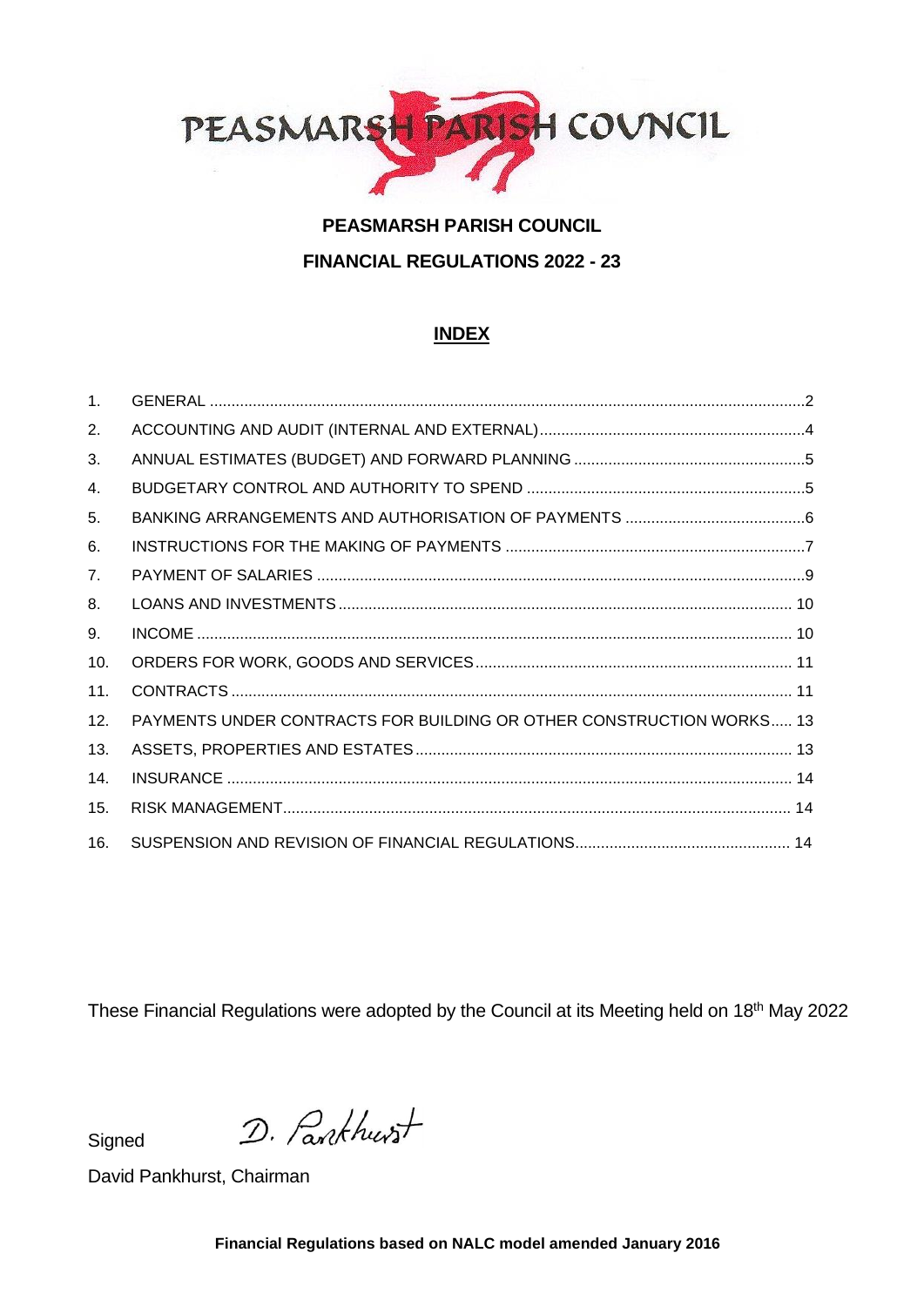PEASMARSH PARISH COUNCIL

# PEASMARSH PARISH COUNCIL

## FINANCIAL REGULATIONS 2022 - 23

### INDEX

| | | |
|---|---|---|
| 1. | GENERAL | 2 |
| 2. | ACCOUNTING AND AUDIT (INTERNAL AND EXTERNAL) | 4 |
| 3. | ANNUAL ESTIMATES (BUDGET) AND FORWARD PLANNING | 5 |
| 4. | BUDGETARY CONTROL AND AUTHORITY TO SPEND | 5 |
| 5. | BANKING ARRANGEMENTS AND AUTHORISATION OF PAYMENTS | 6 |
| 6. | INSTRUCTIONS FOR THE MAKING OF PAYMENTS | 7 |
| 7. | PAYMENT OF SALARIES | 9 |
| 8. | LOANS AND INVESTMENTS | 10 |
| 9. | INCOME | 10 |
| 10. | ORDERS FOR WORK, GOODS AND SERVICES | 11 |
| 11. | CONTRACTS | 11 |
| 12. | PAYMENTS UNDER CONTRACTS FOR BUILDING OR OTHER CONSTRUCTION WORKS | 13 |
| 13. | ASSETS, PROPERTIES AND ESTATES | 13 |
| 14. | INSURANCE | 14 |
| 15. | RISK MANAGEMENT | 14 |
| 16. | SUSPENSION AND REVISION OF FINANCIAL REGULATIONS | 14 |

These Financial Regulations were adopted by the Council at its Meeting held on 18th May 2022

Signed D. Pankhurst

David Pankhurst, Chairman

**Financial Regulations based on NALC model amended January 2016**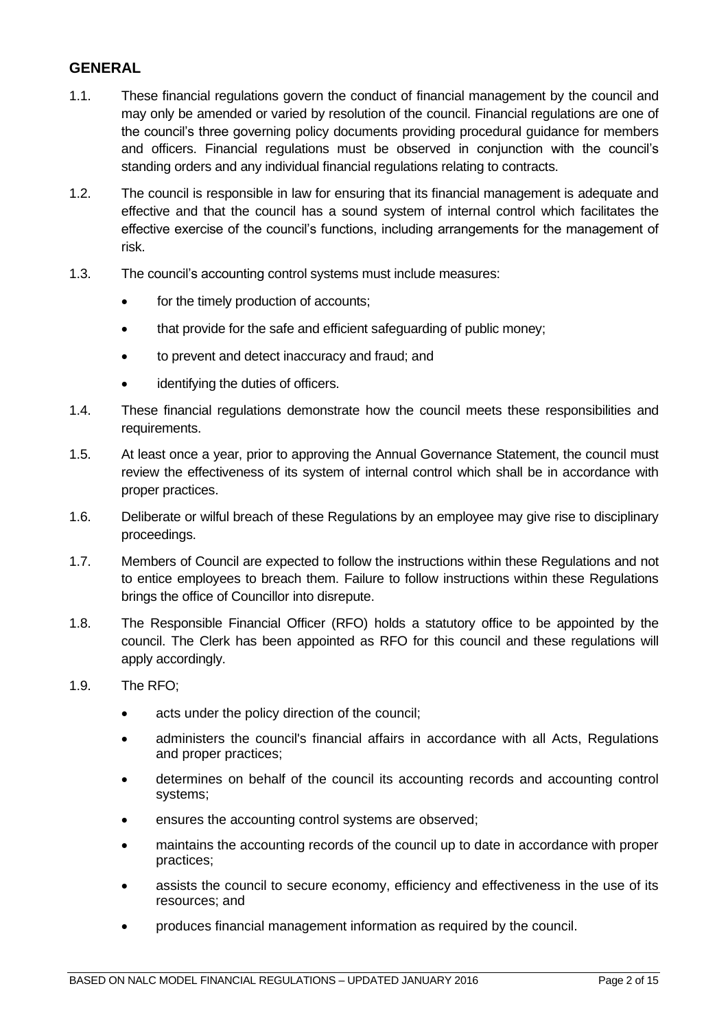## GENERAL

1.1. These financial regulations govern the conduct of financial management by the council and may only be amended or varied by resolution of the council. Financial regulations are one of the council's three governing policy documents providing procedural guidance for members and officers. Financial regulations must be observed in conjunction with the council's standing orders and any individual financial regulations relating to contracts.

1.2. The council is responsible in law for ensuring that its financial management is adequate and effective and that the council has a sound system of internal control which facilitates the effective exercise of the council's functions, including arrangements for the management of risk.

1.3. The council's accounting control systems must include measures:

- for the timely production of accounts;
- that provide for the safe and efficient safeguarding of public money;
- to prevent and detect inaccuracy and fraud; and
- identifying the duties of officers.

1.4. These financial regulations demonstrate how the council meets these responsibilities and requirements.

1.5. At least once a year, prior to approving the Annual Governance Statement, the council must review the effectiveness of its system of internal control which shall be in accordance with proper practices.

1.6. Deliberate or wilful breach of these Regulations by an employee may give rise to disciplinary proceedings.

1.7. Members of Council are expected to follow the instructions within these Regulations and not to entice employees to breach them. Failure to follow instructions within these Regulations brings the office of Councillor into disrepute.

1.8. The Responsible Financial Officer (RFO) holds a statutory office to be appointed by the council. The Clerk has been appointed as RFO for this council and these regulations will apply accordingly.

1.9. The RFO;

- acts under the policy direction of the council;
- administers the council's financial affairs in accordance with all Acts, Regulations and proper practices;
- determines on behalf of the council its accounting records and accounting control systems;
- ensures the accounting control systems are observed;
- maintains the accounting records of the council up to date in accordance with proper practices;
- assists the council to secure economy, efficiency and effectiveness in the use of its resources; and
- produces financial management information as required by the council.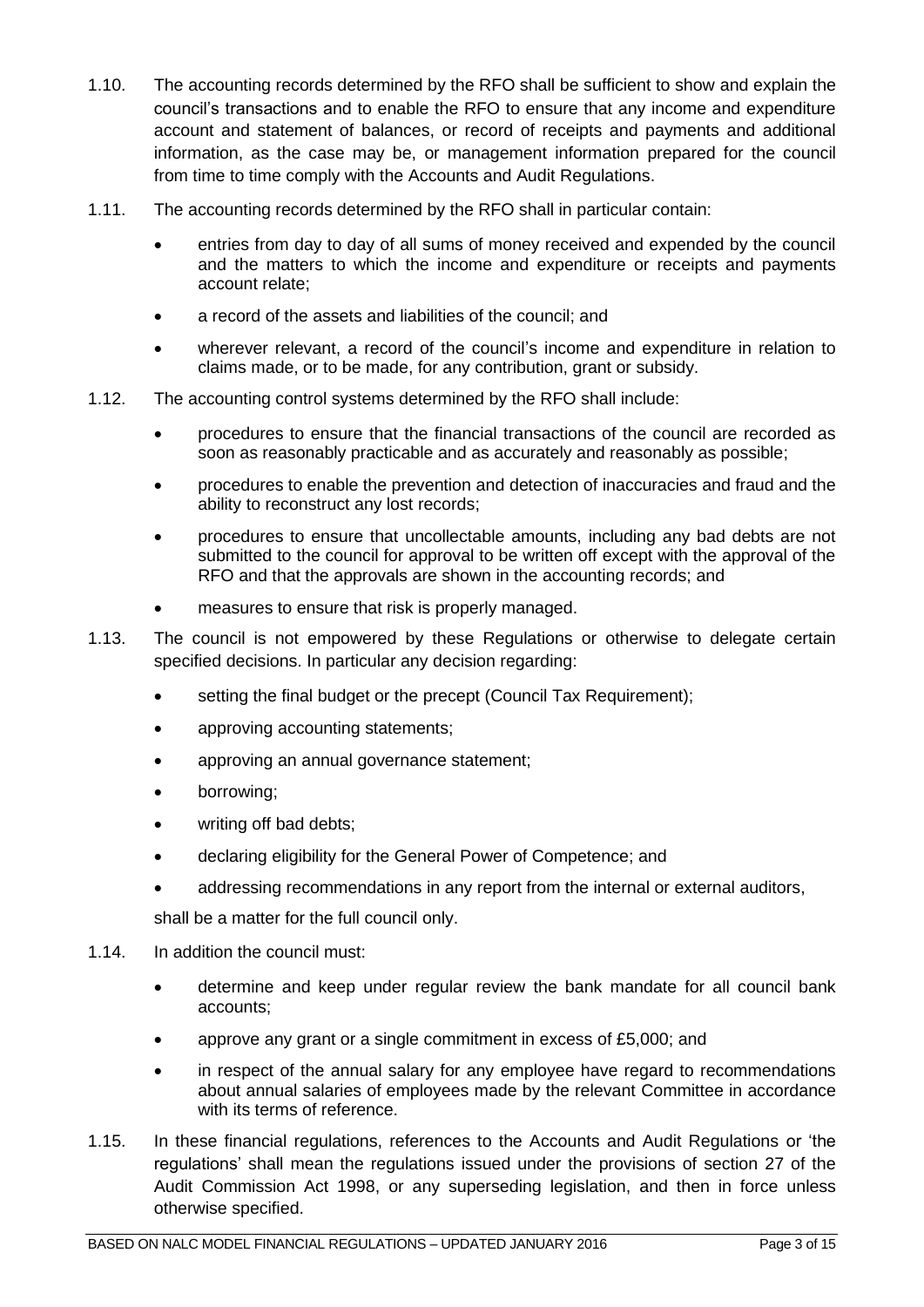1.10. The accounting records determined by the RFO shall be sufficient to show and explain the council's transactions and to enable the RFO to ensure that any income and expenditure account and statement of balances, or record of receipts and payments and additional information, as the case may be, or management information prepared for the council from time to time comply with the Accounts and Audit Regulations.

1.11. The accounting records determined by the RFO shall in particular contain:

- entries from day to day of all sums of money received and expended by the council and the matters to which the income and expenditure or receipts and payments account relate;
- a record of the assets and liabilities of the council; and
- wherever relevant, a record of the council's income and expenditure in relation to claims made, or to be made, for any contribution, grant or subsidy.

1.12. The accounting control systems determined by the RFO shall include:

- procedures to ensure that the financial transactions of the council are recorded as soon as reasonably practicable and as accurately and reasonably as possible;
- procedures to enable the prevention and detection of inaccuracies and fraud and the ability to reconstruct any lost records;
- procedures to ensure that uncollectable amounts, including any bad debts are not submitted to the council for approval to be written off except with the approval of the RFO and that the approvals are shown in the accounting records; and
- measures to ensure that risk is properly managed.

1.13. The council is not empowered by these Regulations or otherwise to delegate certain specified decisions. In particular any decision regarding:

- setting the final budget or the precept (Council Tax Requirement);
- approving accounting statements;
- approving an annual governance statement;
- borrowing;
- writing off bad debts;
- declaring eligibility for the General Power of Competence; and
- addressing recommendations in any report from the internal or external auditors,

shall be a matter for the full council only.

1.14. In addition the council must:

- determine and keep under regular review the bank mandate for all council bank accounts;
- approve any grant or a single commitment in excess of £5,000; and
- in respect of the annual salary for any employee have regard to recommendations about annual salaries of employees made by the relevant Committee in accordance with its terms of reference.

1.15. In these financial regulations, references to the Accounts and Audit Regulations or 'the regulations' shall mean the regulations issued under the provisions of section 27 of the Audit Commission Act 1998, or any superseding legislation, and then in force unless otherwise specified.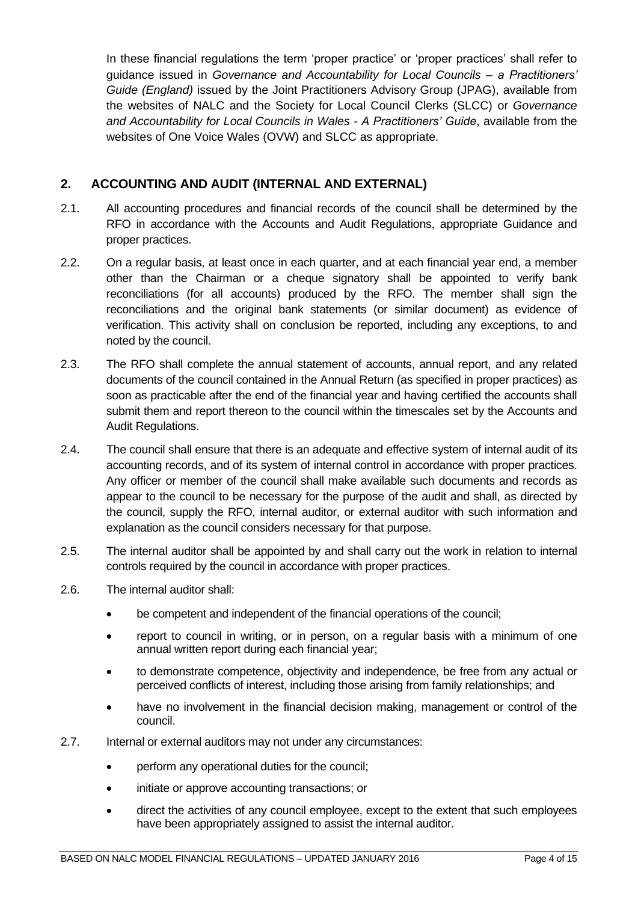In these financial regulations the term 'proper practice' or 'proper practices' shall refer to guidance issued in *Governance and Accountability for Local Councils – a Practitioners' Guide (England)* issued by the Joint Practitioners Advisory Group (JPAG), available from the websites of NALC and the Society for Local Council Clerks (SLCC) or *Governance and Accountability for Local Councils in Wales - A Practitioners' Guide*, available from the websites of One Voice Wales (OVW) and SLCC as appropriate.

## 2. ACCOUNTING AND AUDIT (INTERNAL AND EXTERNAL)

2.1. All accounting procedures and financial records of the council shall be determined by the RFO in accordance with the Accounts and Audit Regulations, appropriate Guidance and proper practices.

2.2. On a regular basis, at least once in each quarter, and at each financial year end, a member other than the Chairman or a cheque signatory shall be appointed to verify bank reconciliations (for all accounts) produced by the RFO. The member shall sign the reconciliations and the original bank statements (or similar document) as evidence of verification. This activity shall on conclusion be reported, including any exceptions, to and noted by the council.

2.3. The RFO shall complete the annual statement of accounts, annual report, and any related documents of the council contained in the Annual Return (as specified in proper practices) as soon as practicable after the end of the financial year and having certified the accounts shall submit them and report thereon to the council within the timescales set by the Accounts and Audit Regulations.

2.4. The council shall ensure that there is an adequate and effective system of internal audit of its accounting records, and of its system of internal control in accordance with proper practices. Any officer or member of the council shall make available such documents and records as appear to the council to be necessary for the purpose of the audit and shall, as directed by the council, supply the RFO, internal auditor, or external auditor with such information and explanation as the council considers necessary for that purpose.

2.5. The internal auditor shall be appointed by and shall carry out the work in relation to internal controls required by the council in accordance with proper practices.

2.6. The internal auditor shall:

- be competent and independent of the financial operations of the council;
- report to council in writing, or in person, on a regular basis with a minimum of one annual written report during each financial year;
- to demonstrate competence, objectivity and independence, be free from any actual or perceived conflicts of interest, including those arising from family relationships; and
- have no involvement in the financial decision making, management or control of the council.

2.7. Internal or external auditors may not under any circumstances:

- perform any operational duties for the council;
- initiate or approve accounting transactions; or
- direct the activities of any council employee, except to the extent that such employees have been appropriately assigned to assist the internal auditor.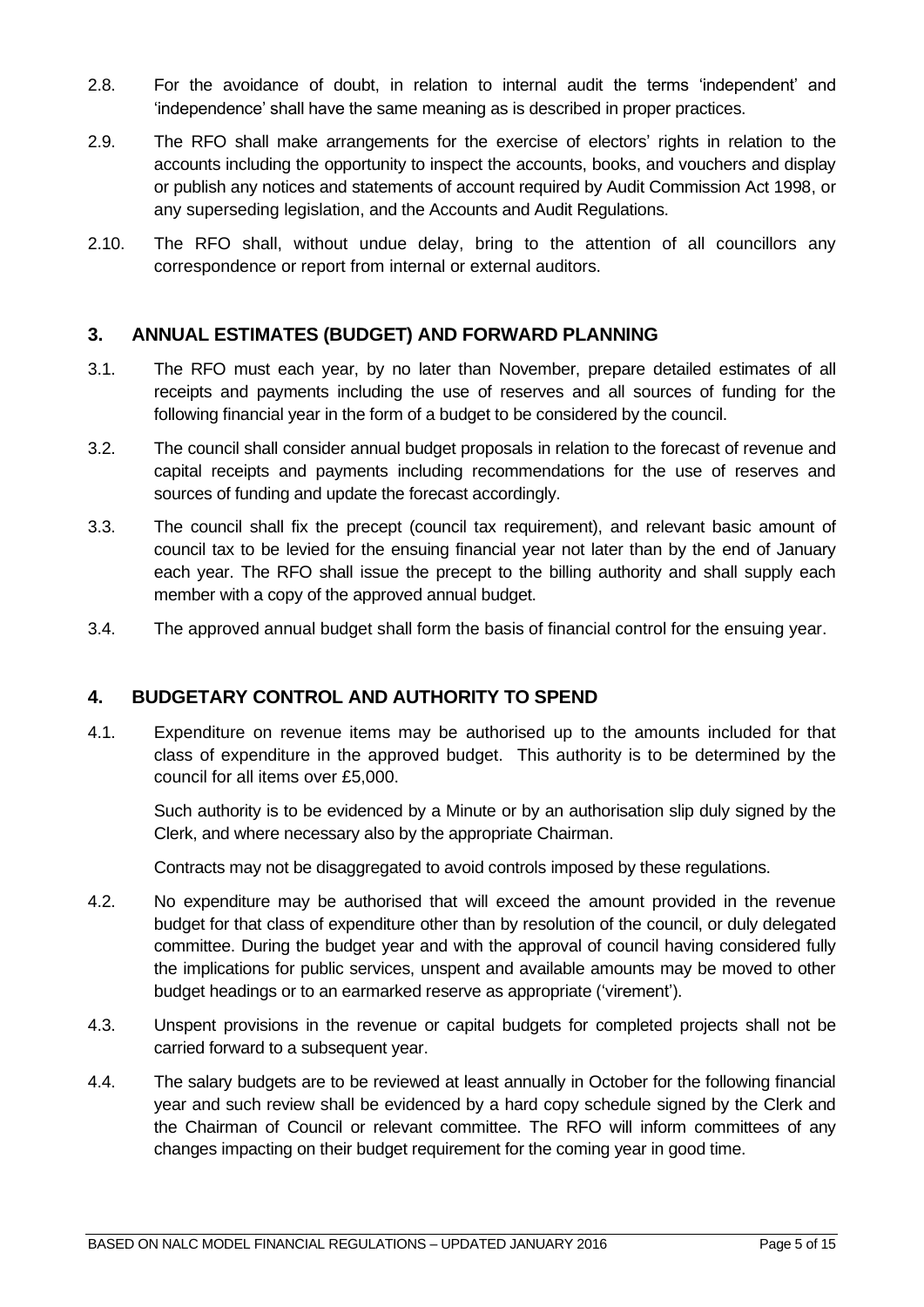2.8. For the avoidance of doubt, in relation to internal audit the terms 'independent' and 'independence' shall have the same meaning as is described in proper practices.

2.9. The RFO shall make arrangements for the exercise of electors' rights in relation to the accounts including the opportunity to inspect the accounts, books, and vouchers and display or publish any notices and statements of account required by Audit Commission Act 1998, or any superseding legislation, and the Accounts and Audit Regulations.

2.10. The RFO shall, without undue delay, bring to the attention of all councillors any correspondence or report from internal or external auditors.

## 3. ANNUAL ESTIMATES (BUDGET) AND FORWARD PLANNING

3.1. The RFO must each year, by no later than November, prepare detailed estimates of all receipts and payments including the use of reserves and all sources of funding for the following financial year in the form of a budget to be considered by the council.

3.2. The council shall consider annual budget proposals in relation to the forecast of revenue and capital receipts and payments including recommendations for the use of reserves and sources of funding and update the forecast accordingly.

3.3. The council shall fix the precept (council tax requirement), and relevant basic amount of council tax to be levied for the ensuing financial year not later than by the end of January each year. The RFO shall issue the precept to the billing authority and shall supply each member with a copy of the approved annual budget.

3.4. The approved annual budget shall form the basis of financial control for the ensuing year.

## 4. BUDGETARY CONTROL AND AUTHORITY TO SPEND

4.1. Expenditure on revenue items may be authorised up to the amounts included for that class of expenditure in the approved budget. This authority is to be determined by the council for all items over £5,000.

Such authority is to be evidenced by a Minute or by an authorisation slip duly signed by the Clerk, and where necessary also by the appropriate Chairman.

Contracts may not be disaggregated to avoid controls imposed by these regulations.

4.2. No expenditure may be authorised that will exceed the amount provided in the revenue budget for that class of expenditure other than by resolution of the council, or duly delegated committee. During the budget year and with the approval of council having considered fully the implications for public services, unspent and available amounts may be moved to other budget headings or to an earmarked reserve as appropriate ('virement').

4.3. Unspent provisions in the revenue or capital budgets for completed projects shall not be carried forward to a subsequent year.

4.4. The salary budgets are to be reviewed at least annually in October for the following financial year and such review shall be evidenced by a hard copy schedule signed by the Clerk and the Chairman of Council or relevant committee. The RFO will inform committees of any changes impacting on their budget requirement for the coming year in good time.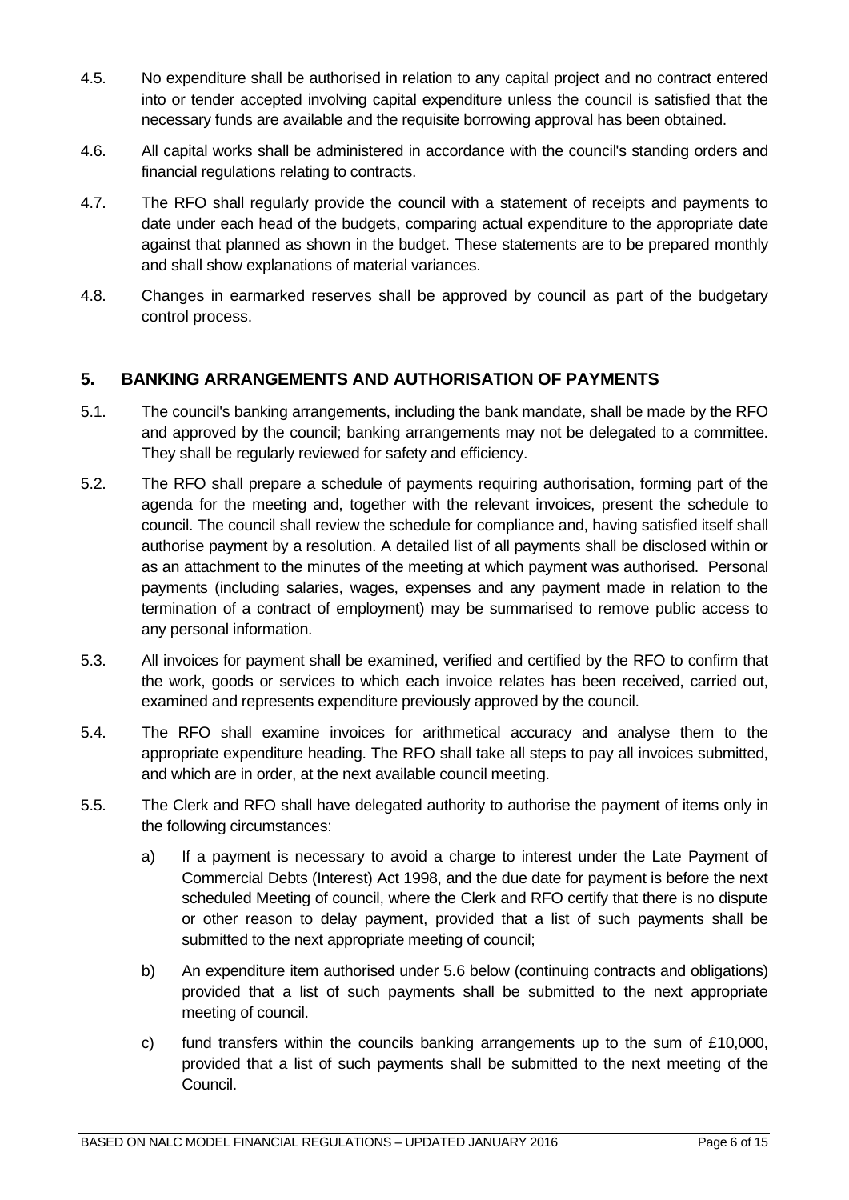4.5. No expenditure shall be authorised in relation to any capital project and no contract entered into or tender accepted involving capital expenditure unless the council is satisfied that the necessary funds are available and the requisite borrowing approval has been obtained.

4.6. All capital works shall be administered in accordance with the council's standing orders and financial regulations relating to contracts.

4.7. The RFO shall regularly provide the council with a statement of receipts and payments to date under each head of the budgets, comparing actual expenditure to the appropriate date against that planned as shown in the budget. These statements are to be prepared monthly and shall show explanations of material variances.

4.8. Changes in earmarked reserves shall be approved by council as part of the budgetary control process.

## 5. BANKING ARRANGEMENTS AND AUTHORISATION OF PAYMENTS

5.1. The council's banking arrangements, including the bank mandate, shall be made by the RFO and approved by the council; banking arrangements may not be delegated to a committee. They shall be regularly reviewed for safety and efficiency.

5.2. The RFO shall prepare a schedule of payments requiring authorisation, forming part of the agenda for the meeting and, together with the relevant invoices, present the schedule to council. The council shall review the schedule for compliance and, having satisfied itself shall authorise payment by a resolution. A detailed list of all payments shall be disclosed within or as an attachment to the minutes of the meeting at which payment was authorised. Personal payments (including salaries, wages, expenses and any payment made in relation to the termination of a contract of employment) may be summarised to remove public access to any personal information.

5.3. All invoices for payment shall be examined, verified and certified by the RFO to confirm that the work, goods or services to which each invoice relates has been received, carried out, examined and represents expenditure previously approved by the council.

5.4. The RFO shall examine invoices for arithmetical accuracy and analyse them to the appropriate expenditure heading. The RFO shall take all steps to pay all invoices submitted, and which are in order, at the next available council meeting.

5.5. The Clerk and RFO shall have delegated authority to authorise the payment of items only in the following circumstances:

a) If a payment is necessary to avoid a charge to interest under the Late Payment of Commercial Debts (Interest) Act 1998, and the due date for payment is before the next scheduled Meeting of council, where the Clerk and RFO certify that there is no dispute or other reason to delay payment, provided that a list of such payments shall be submitted to the next appropriate meeting of council;

b) An expenditure item authorised under 5.6 below (continuing contracts and obligations) provided that a list of such payments shall be submitted to the next appropriate meeting of council.

c) fund transfers within the councils banking arrangements up to the sum of £10,000, provided that a list of such payments shall be submitted to the next meeting of the Council.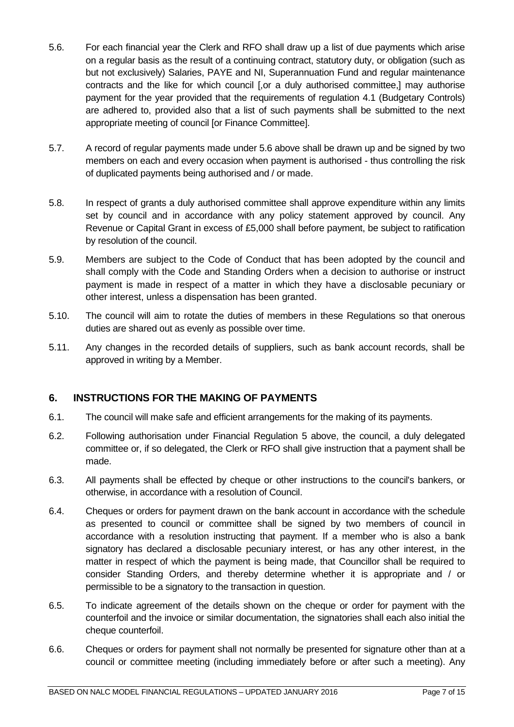5.6. For each financial year the Clerk and RFO shall draw up a list of due payments which arise on a regular basis as the result of a continuing contract, statutory duty, or obligation (such as but not exclusively) Salaries, PAYE and NI, Superannuation Fund and regular maintenance contracts and the like for which council [,or a duly authorised committee,] may authorise payment for the year provided that the requirements of regulation 4.1 (Budgetary Controls) are adhered to, provided also that a list of such payments shall be submitted to the next appropriate meeting of council [or Finance Committee].

5.7. A record of regular payments made under 5.6 above shall be drawn up and be signed by two members on each and every occasion when payment is authorised - thus controlling the risk of duplicated payments being authorised and / or made.

5.8. In respect of grants a duly authorised committee shall approve expenditure within any limits set by council and in accordance with any policy statement approved by council. Any Revenue or Capital Grant in excess of £5,000 shall before payment, be subject to ratification by resolution of the council.

5.9. Members are subject to the Code of Conduct that has been adopted by the council and shall comply with the Code and Standing Orders when a decision to authorise or instruct payment is made in respect of a matter in which they have a disclosable pecuniary or other interest, unless a dispensation has been granted.

5.10. The council will aim to rotate the duties of members in these Regulations so that onerous duties are shared out as evenly as possible over time.

5.11. Any changes in the recorded details of suppliers, such as bank account records, shall be approved in writing by a Member.

## 6. INSTRUCTIONS FOR THE MAKING OF PAYMENTS

6.1. The council will make safe and efficient arrangements for the making of its payments.

6.2. Following authorisation under Financial Regulation 5 above, the council, a duly delegated committee or, if so delegated, the Clerk or RFO shall give instruction that a payment shall be made.

6.3. All payments shall be effected by cheque or other instructions to the council's bankers, or otherwise, in accordance with a resolution of Council.

6.4. Cheques or orders for payment drawn on the bank account in accordance with the schedule as presented to council or committee shall be signed by two members of council in accordance with a resolution instructing that payment. If a member who is also a bank signatory has declared a disclosable pecuniary interest, or has any other interest, in the matter in respect of which the payment is being made, that Councillor shall be required to consider Standing Orders, and thereby determine whether it is appropriate and / or permissible to be a signatory to the transaction in question.

6.5. To indicate agreement of the details shown on the cheque or order for payment with the counterfoil and the invoice or similar documentation, the signatories shall each also initial the cheque counterfoil.

6.6. Cheques or orders for payment shall not normally be presented for signature other than at a council or committee meeting (including immediately before or after such a meeting). Any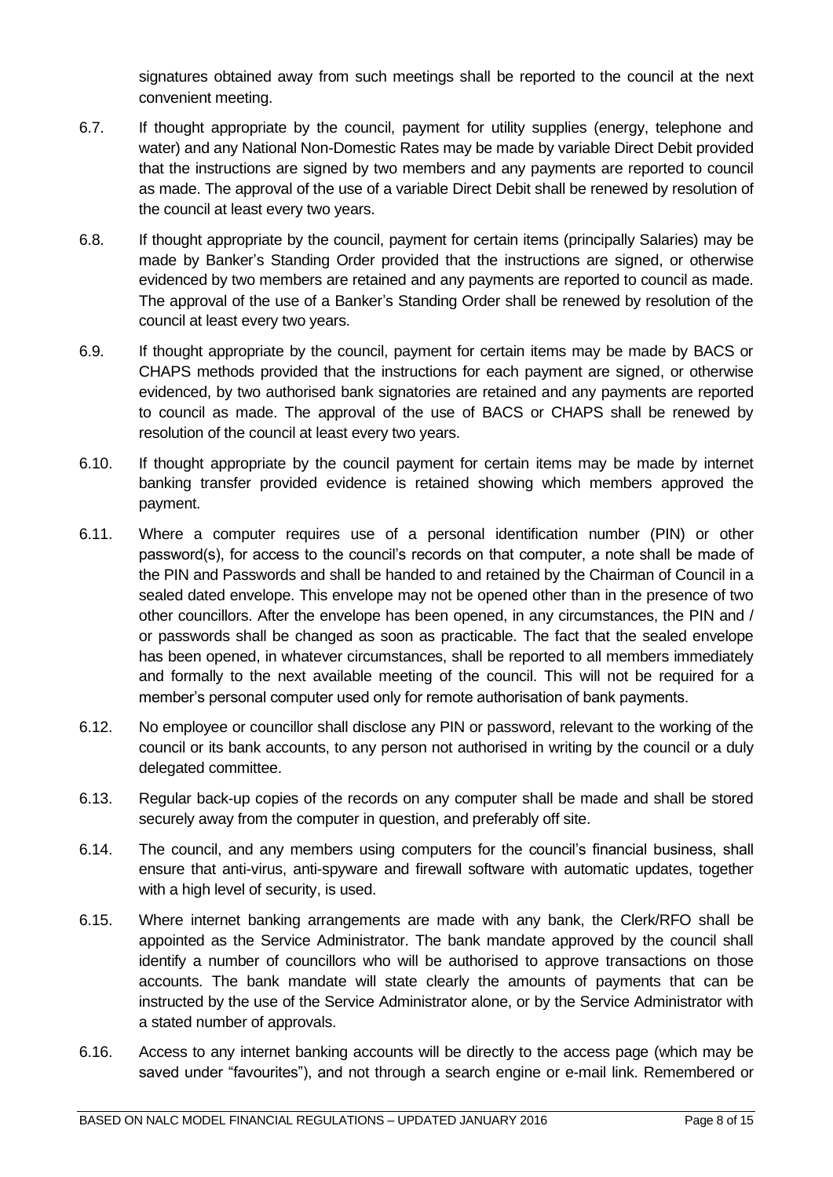signatures obtained away from such meetings shall be reported to the council at the next convenient meeting.

6.7. If thought appropriate by the council, payment for utility supplies (energy, telephone and water) and any National Non-Domestic Rates may be made by variable Direct Debit provided that the instructions are signed by two members and any payments are reported to council as made. The approval of the use of a variable Direct Debit shall be renewed by resolution of the council at least every two years.

6.8. If thought appropriate by the council, payment for certain items (principally Salaries) may be made by Banker's Standing Order provided that the instructions are signed, or otherwise evidenced by two members are retained and any payments are reported to council as made. The approval of the use of a Banker's Standing Order shall be renewed by resolution of the council at least every two years.

6.9. If thought appropriate by the council, payment for certain items may be made by BACS or CHAPS methods provided that the instructions for each payment are signed, or otherwise evidenced, by two authorised bank signatories are retained and any payments are reported to council as made. The approval of the use of BACS or CHAPS shall be renewed by resolution of the council at least every two years.

6.10. If thought appropriate by the council payment for certain items may be made by internet banking transfer provided evidence is retained showing which members approved the payment.

6.11. Where a computer requires use of a personal identification number (PIN) or other password(s), for access to the council's records on that computer, a note shall be made of the PIN and Passwords and shall be handed to and retained by the Chairman of Council in a sealed dated envelope. This envelope may not be opened other than in the presence of two other councillors. After the envelope has been opened, in any circumstances, the PIN and / or passwords shall be changed as soon as practicable. The fact that the sealed envelope has been opened, in whatever circumstances, shall be reported to all members immediately and formally to the next available meeting of the council. This will not be required for a member's personal computer used only for remote authorisation of bank payments.

6.12. No employee or councillor shall disclose any PIN or password, relevant to the working of the council or its bank accounts, to any person not authorised in writing by the council or a duly delegated committee.

6.13. Regular back-up copies of the records on any computer shall be made and shall be stored securely away from the computer in question, and preferably off site.

6.14. The council, and any members using computers for the council's financial business, shall ensure that anti-virus, anti-spyware and firewall software with automatic updates, together with a high level of security, is used.

6.15. Where internet banking arrangements are made with any bank, the Clerk/RFO shall be appointed as the Service Administrator. The bank mandate approved by the council shall identify a number of councillors who will be authorised to approve transactions on those accounts. The bank mandate will state clearly the amounts of payments that can be instructed by the use of the Service Administrator alone, or by the Service Administrator with a stated number of approvals.

6.16. Access to any internet banking accounts will be directly to the access page (which may be saved under "favourites"), and not through a search engine or e-mail link. Remembered or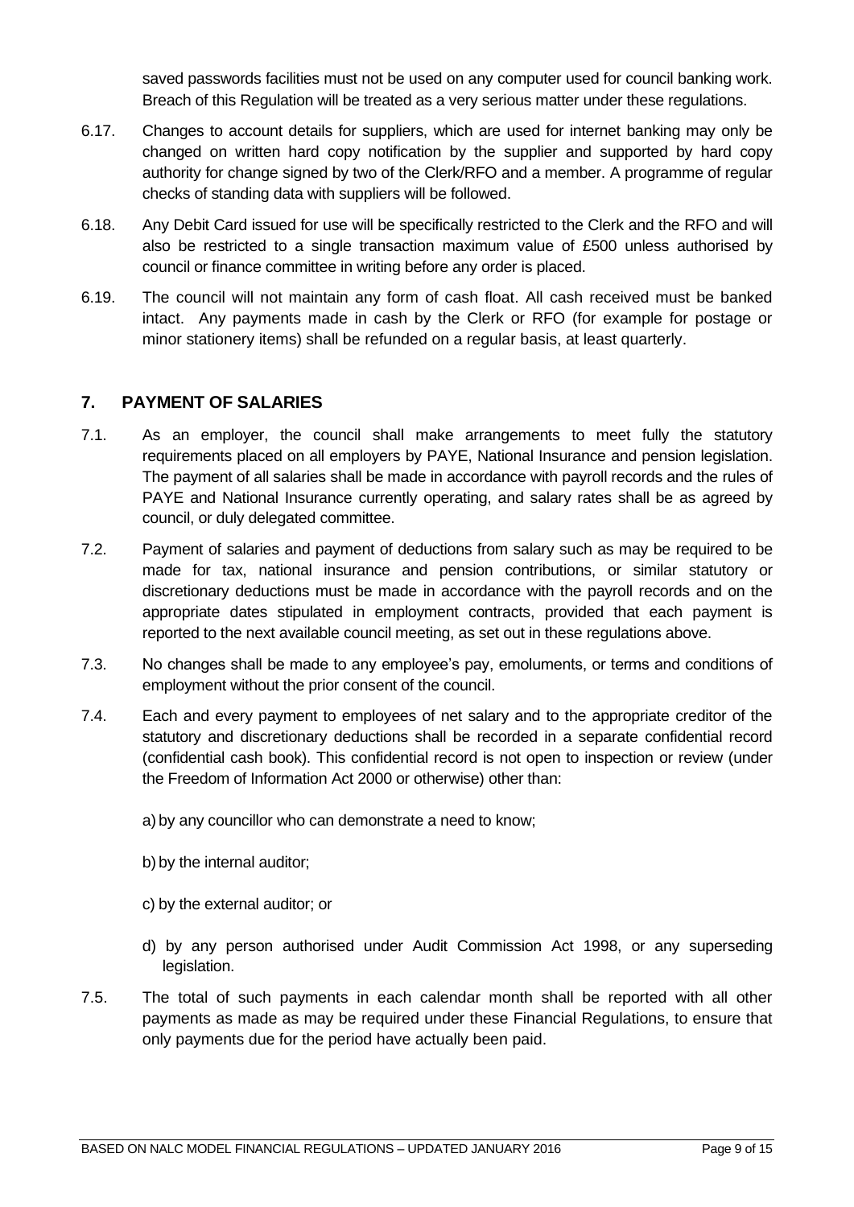saved passwords facilities must not be used on any computer used for council banking work. Breach of this Regulation will be treated as a very serious matter under these regulations.

6.17. Changes to account details for suppliers, which are used for internet banking may only be changed on written hard copy notification by the supplier and supported by hard copy authority for change signed by two of the Clerk/RFO and a member. A programme of regular checks of standing data with suppliers will be followed.

6.18. Any Debit Card issued for use will be specifically restricted to the Clerk and the RFO and will also be restricted to a single transaction maximum value of £500 unless authorised by council or finance committee in writing before any order is placed.

6.19. The council will not maintain any form of cash float. All cash received must be banked intact. Any payments made in cash by the Clerk or RFO (for example for postage or minor stationery items) shall be refunded on a regular basis, at least quarterly.

## 7. PAYMENT OF SALARIES

7.1. As an employer, the council shall make arrangements to meet fully the statutory requirements placed on all employers by PAYE, National Insurance and pension legislation. The payment of all salaries shall be made in accordance with payroll records and the rules of PAYE and National Insurance currently operating, and salary rates shall be as agreed by council, or duly delegated committee.

7.2. Payment of salaries and payment of deductions from salary such as may be required to be made for tax, national insurance and pension contributions, or similar statutory or discretionary deductions must be made in accordance with the payroll records and on the appropriate dates stipulated in employment contracts, provided that each payment is reported to the next available council meeting, as set out in these regulations above.

7.3. No changes shall be made to any employee's pay, emoluments, or terms and conditions of employment without the prior consent of the council.

7.4. Each and every payment to employees of net salary and to the appropriate creditor of the statutory and discretionary deductions shall be recorded in a separate confidential record (confidential cash book). This confidential record is not open to inspection or review (under the Freedom of Information Act 2000 or otherwise) other than:

a) by any councillor who can demonstrate a need to know;

b) by the internal auditor;

c) by the external auditor; or

d) by any person authorised under Audit Commission Act 1998, or any superseding legislation.

7.5. The total of such payments in each calendar month shall be reported with all other payments as made as may be required under these Financial Regulations, to ensure that only payments due for the period have actually been paid.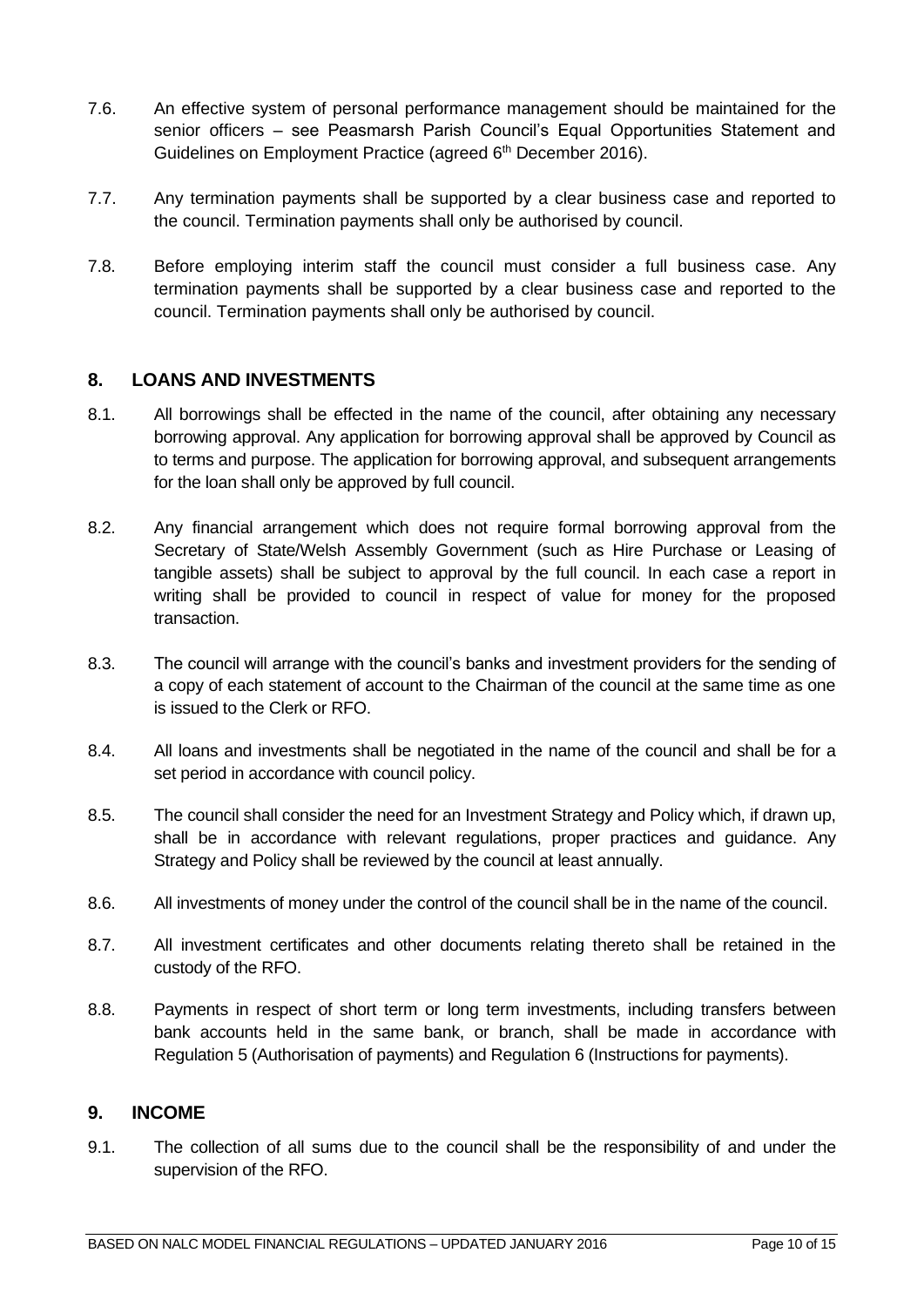7.6. An effective system of personal performance management should be maintained for the senior officers – see Peasmarsh Parish Council's Equal Opportunities Statement and Guidelines on Employment Practice (agreed 6th December 2016).

7.7. Any termination payments shall be supported by a clear business case and reported to the council. Termination payments shall only be authorised by council.

7.8. Before employing interim staff the council must consider a full business case. Any termination payments shall be supported by a clear business case and reported to the council. Termination payments shall only be authorised by council.

## 8. LOANS AND INVESTMENTS

8.1. All borrowings shall be effected in the name of the council, after obtaining any necessary borrowing approval. Any application for borrowing approval shall be approved by Council as to terms and purpose. The application for borrowing approval, and subsequent arrangements for the loan shall only be approved by full council.

8.2. Any financial arrangement which does not require formal borrowing approval from the Secretary of State/Welsh Assembly Government (such as Hire Purchase or Leasing of tangible assets) shall be subject to approval by the full council. In each case a report in writing shall be provided to council in respect of value for money for the proposed transaction.

8.3. The council will arrange with the council's banks and investment providers for the sending of a copy of each statement of account to the Chairman of the council at the same time as one is issued to the Clerk or RFO.

8.4. All loans and investments shall be negotiated in the name of the council and shall be for a set period in accordance with council policy.

8.5. The council shall consider the need for an Investment Strategy and Policy which, if drawn up, shall be in accordance with relevant regulations, proper practices and guidance. Any Strategy and Policy shall be reviewed by the council at least annually.

8.6. All investments of money under the control of the council shall be in the name of the council.

8.7. All investment certificates and other documents relating thereto shall be retained in the custody of the RFO.

8.8. Payments in respect of short term or long term investments, including transfers between bank accounts held in the same bank, or branch, shall be made in accordance with Regulation 5 (Authorisation of payments) and Regulation 6 (Instructions for payments).

## 9. INCOME

9.1. The collection of all sums due to the council shall be the responsibility of and under the supervision of the RFO.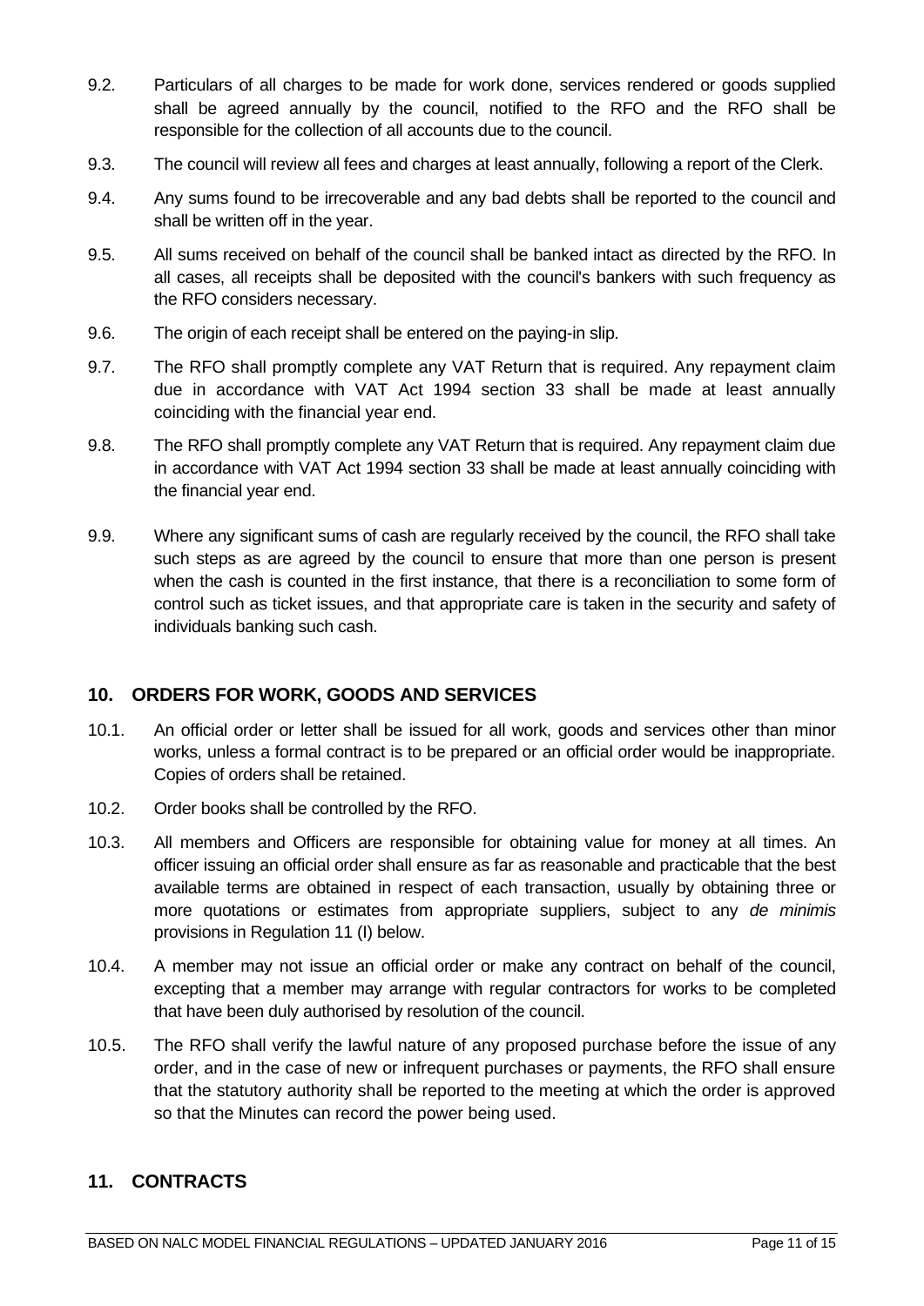9.2. Particulars of all charges to be made for work done, services rendered or goods supplied shall be agreed annually by the council, notified to the RFO and the RFO shall be responsible for the collection of all accounts due to the council.

9.3. The council will review all fees and charges at least annually, following a report of the Clerk.

9.4. Any sums found to be irrecoverable and any bad debts shall be reported to the council and shall be written off in the year.

9.5. All sums received on behalf of the council shall be banked intact as directed by the RFO. In all cases, all receipts shall be deposited with the council's bankers with such frequency as the RFO considers necessary.

9.6. The origin of each receipt shall be entered on the paying-in slip.

9.7. The RFO shall promptly complete any VAT Return that is required. Any repayment claim due in accordance with VAT Act 1994 section 33 shall be made at least annually coinciding with the financial year end.

9.8. The RFO shall promptly complete any VAT Return that is required. Any repayment claim due in accordance with VAT Act 1994 section 33 shall be made at least annually coinciding with the financial year end.

9.9. Where any significant sums of cash are regularly received by the council, the RFO shall take such steps as are agreed by the council to ensure that more than one person is present when the cash is counted in the first instance, that there is a reconciliation to some form of control such as ticket issues, and that appropriate care is taken in the security and safety of individuals banking such cash.

## 10. ORDERS FOR WORK, GOODS AND SERVICES

10.1. An official order or letter shall be issued for all work, goods and services other than minor works, unless a formal contract is to be prepared or an official order would be inappropriate. Copies of orders shall be retained.

10.2. Order books shall be controlled by the RFO.

10.3. All members and Officers are responsible for obtaining value for money at all times. An officer issuing an official order shall ensure as far as reasonable and practicable that the best available terms are obtained in respect of each transaction, usually by obtaining three or more quotations or estimates from appropriate suppliers, subject to any *de minimis* provisions in Regulation 11 (I) below.

10.4. A member may not issue an official order or make any contract on behalf of the council, excepting that a member may arrange with regular contractors for works to be completed that have been duly authorised by resolution of the council.

10.5. The RFO shall verify the lawful nature of any proposed purchase before the issue of any order, and in the case of new or infrequent purchases or payments, the RFO shall ensure that the statutory authority shall be reported to the meeting at which the order is approved so that the Minutes can record the power being used.

## 11. CONTRACTS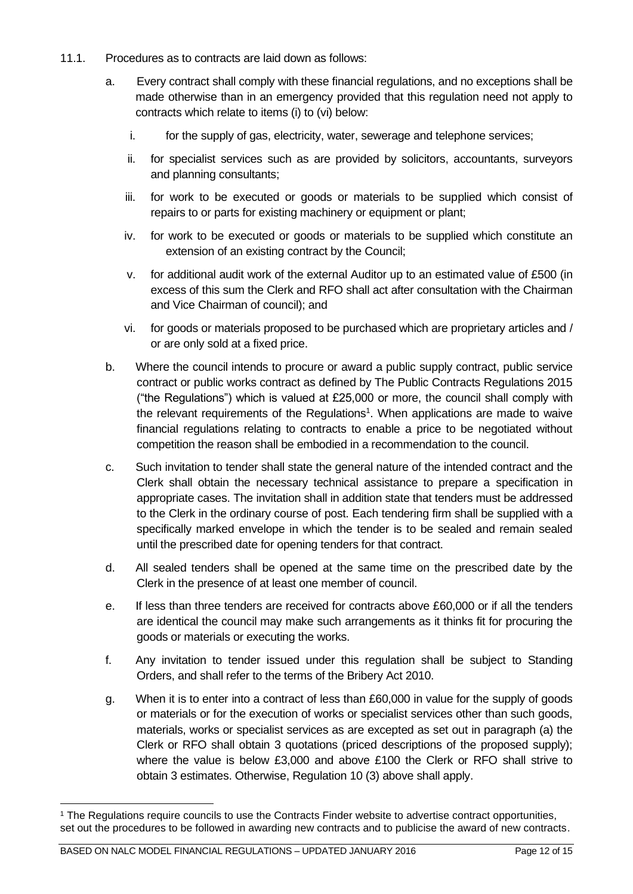11.1. Procedures as to contracts are laid down as follows:

a. Every contract shall comply with these financial regulations, and no exceptions shall be made otherwise than in an emergency provided that this regulation need not apply to contracts which relate to items (i) to (vi) below:

   i. for the supply of gas, electricity, water, sewerage and telephone services;

   ii. for specialist services such as are provided by solicitors, accountants, surveyors and planning consultants;

   iii. for work to be executed or goods or materials to be supplied which consist of repairs to or parts for existing machinery or equipment or plant;

   iv. for work to be executed or goods or materials to be supplied which constitute an extension of an existing contract by the Council;

   v. for additional audit work of the external Auditor up to an estimated value of £500 (in excess of this sum the Clerk and RFO shall act after consultation with the Chairman and Vice Chairman of council); and

   vi. for goods or materials proposed to be purchased which are proprietary articles and / or are only sold at a fixed price.

b. Where the council intends to procure or award a public supply contract, public service contract or public works contract as defined by The Public Contracts Regulations 2015 ("the Regulations") which is valued at £25,000 or more, the council shall comply with the relevant requirements of the Regulations[1]. When applications are made to waive financial regulations relating to contracts to enable a price to be negotiated without competition the reason shall be embodied in a recommendation to the council.

c. Such invitation to tender shall state the general nature of the intended contract and the Clerk shall obtain the necessary technical assistance to prepare a specification in appropriate cases. The invitation shall in addition state that tenders must be addressed to the Clerk in the ordinary course of post. Each tendering firm shall be supplied with a specifically marked envelope in which the tender is to be sealed and remain sealed until the prescribed date for opening tenders for that contract.

d. All sealed tenders shall be opened at the same time on the prescribed date by the Clerk in the presence of at least one member of council.

e. If less than three tenders are received for contracts above £60,000 or if all the tenders are identical the council may make such arrangements as it thinks fit for procuring the goods or materials or executing the works.

f. Any invitation to tender issued under this regulation shall be subject to Standing Orders, and shall refer to the terms of the Bribery Act 2010.

g. When it is to enter into a contract of less than £60,000 in value for the supply of goods or materials or for the execution of works or specialist services other than such goods, materials, works or specialist services as are excepted as set out in paragraph (a) the Clerk or RFO shall obtain 3 quotations (priced descriptions of the proposed supply); where the value is below £3,000 and above £100 the Clerk or RFO shall strive to obtain 3 estimates. Otherwise, Regulation 10 (3) above shall apply.

---

[1] The Regulations require councils to use the Contracts Finder website to advertise contract opportunities, set out the procedures to be followed in awarding new contracts and to publicise the award of new contracts.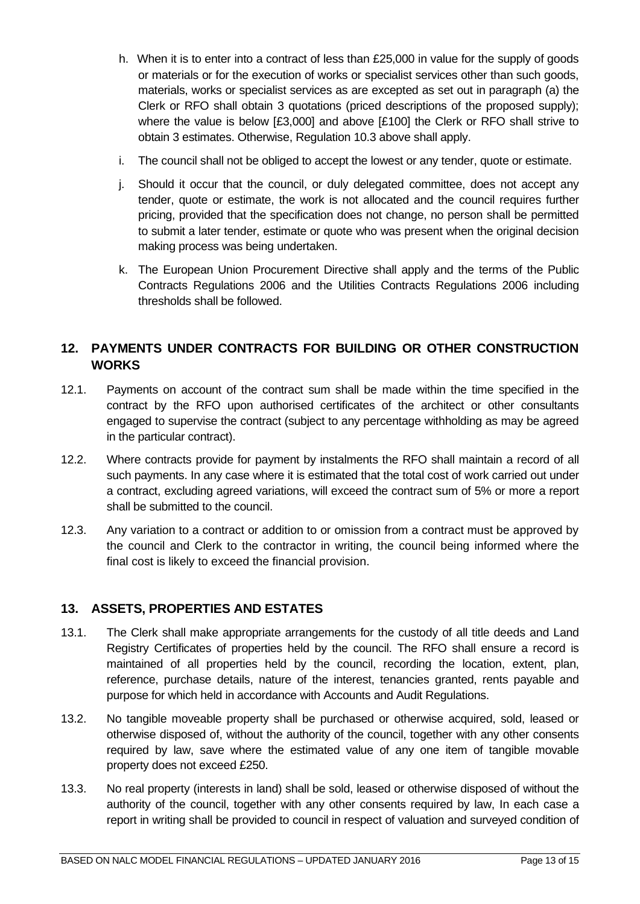h. When it is to enter into a contract of less than £25,000 in value for the supply of goods or materials or for the execution of works or specialist services other than such goods, materials, works or specialist services as are excepted as set out in paragraph (a) the Clerk or RFO shall obtain 3 quotations (priced descriptions of the proposed supply); where the value is below [£3,000] and above [£100] the Clerk or RFO shall strive to obtain 3 estimates. Otherwise, Regulation 10.3 above shall apply.

i. The council shall not be obliged to accept the lowest or any tender, quote or estimate.

j. Should it occur that the council, or duly delegated committee, does not accept any tender, quote or estimate, the work is not allocated and the council requires further pricing, provided that the specification does not change, no person shall be permitted to submit a later tender, estimate or quote who was present when the original decision making process was being undertaken.

k. The European Union Procurement Directive shall apply and the terms of the Public Contracts Regulations 2006 and the Utilities Contracts Regulations 2006 including thresholds shall be followed.

## 12. PAYMENTS UNDER CONTRACTS FOR BUILDING OR OTHER CONSTRUCTION WORKS

12.1. Payments on account of the contract sum shall be made within the time specified in the contract by the RFO upon authorised certificates of the architect or other consultants engaged to supervise the contract (subject to any percentage withholding as may be agreed in the particular contract).

12.2. Where contracts provide for payment by instalments the RFO shall maintain a record of all such payments. In any case where it is estimated that the total cost of work carried out under a contract, excluding agreed variations, will exceed the contract sum of 5% or more a report shall be submitted to the council.

12.3. Any variation to a contract or addition to or omission from a contract must be approved by the council and Clerk to the contractor in writing, the council being informed where the final cost is likely to exceed the financial provision.

## 13. ASSETS, PROPERTIES AND ESTATES

13.1. The Clerk shall make appropriate arrangements for the custody of all title deeds and Land Registry Certificates of properties held by the council. The RFO shall ensure a record is maintained of all properties held by the council, recording the location, extent, plan, reference, purchase details, nature of the interest, tenancies granted, rents payable and purpose for which held in accordance with Accounts and Audit Regulations.

13.2. No tangible moveable property shall be purchased or otherwise acquired, sold, leased or otherwise disposed of, without the authority of the council, together with any other consents required by law, save where the estimated value of any one item of tangible movable property does not exceed £250.

13.3. No real property (interests in land) shall be sold, leased or otherwise disposed of without the authority of the council, together with any other consents required by law, In each case a report in writing shall be provided to council in respect of valuation and surveyed condition of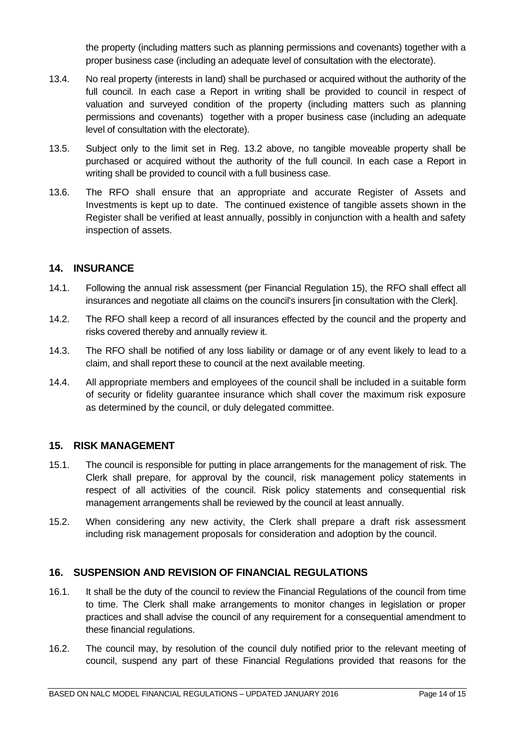the property (including matters such as planning permissions and covenants) together with a proper business case (including an adequate level of consultation with the electorate).

13.4. No real property (interests in land) shall be purchased or acquired without the authority of the full council. In each case a Report in writing shall be provided to council in respect of valuation and surveyed condition of the property (including matters such as planning permissions and covenants) together with a proper business case (including an adequate level of consultation with the electorate).

13.5. Subject only to the limit set in Reg. 13.2 above, no tangible moveable property shall be purchased or acquired without the authority of the full council. In each case a Report in writing shall be provided to council with a full business case.

13.6. The RFO shall ensure that an appropriate and accurate Register of Assets and Investments is kept up to date. The continued existence of tangible assets shown in the Register shall be verified at least annually, possibly in conjunction with a health and safety inspection of assets.

## 14. INSURANCE

14.1. Following the annual risk assessment (per Financial Regulation 15), the RFO shall effect all insurances and negotiate all claims on the council's insurers [in consultation with the Clerk].

14.2. The RFO shall keep a record of all insurances effected by the council and the property and risks covered thereby and annually review it.

14.3. The RFO shall be notified of any loss liability or damage or of any event likely to lead to a claim, and shall report these to council at the next available meeting.

14.4. All appropriate members and employees of the council shall be included in a suitable form of security or fidelity guarantee insurance which shall cover the maximum risk exposure as determined by the council, or duly delegated committee.

## 15. RISK MANAGEMENT

15.1. The council is responsible for putting in place arrangements for the management of risk. The Clerk shall prepare, for approval by the council, risk management policy statements in respect of all activities of the council. Risk policy statements and consequential risk management arrangements shall be reviewed by the council at least annually.

15.2. When considering any new activity, the Clerk shall prepare a draft risk assessment including risk management proposals for consideration and adoption by the council.

## 16. SUSPENSION AND REVISION OF FINANCIAL REGULATIONS

16.1. It shall be the duty of the council to review the Financial Regulations of the council from time to time. The Clerk shall make arrangements to monitor changes in legislation or proper practices and shall advise the council of any requirement for a consequential amendment to these financial regulations.

16.2. The council may, by resolution of the council duly notified prior to the relevant meeting of council, suspend any part of these Financial Regulations provided that reasons for the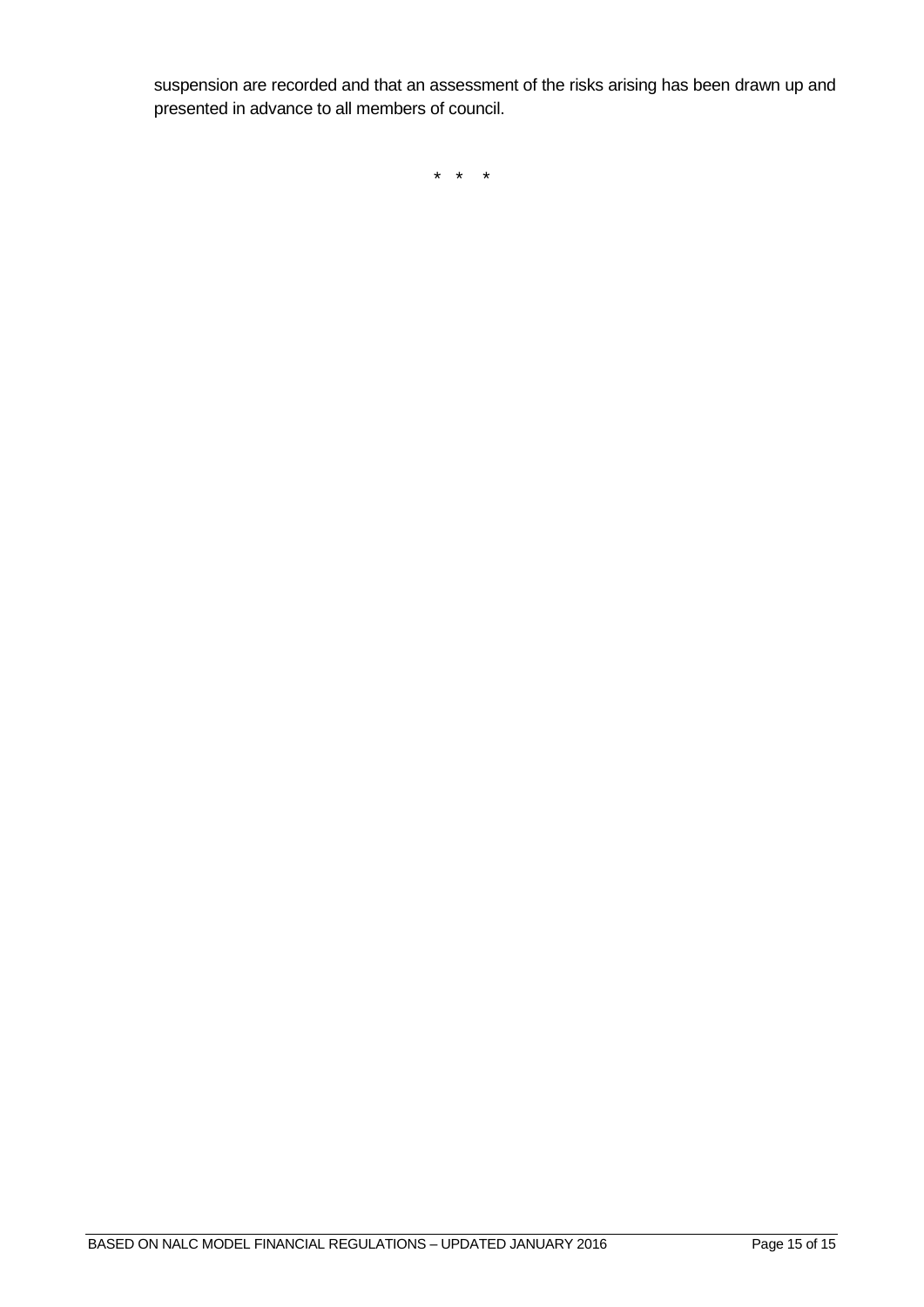suspension are recorded and that an assessment of the risks arising has been drawn up and presented in advance to all members of council.

\* \* \*